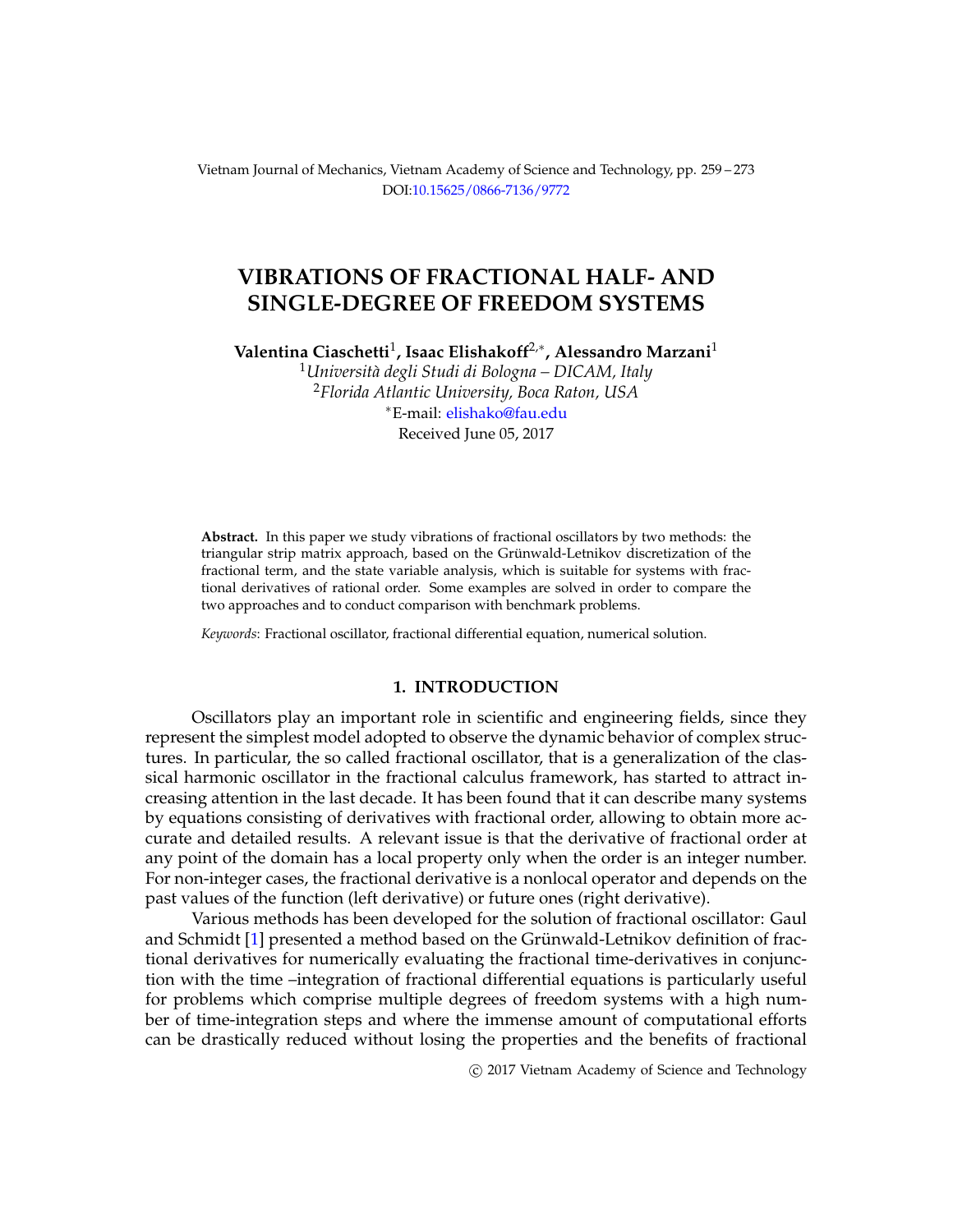# VIBRATIONS OF FRACTIONAL HALF- AND SINGLE-DEGREE OF FREEDOM SYSTEMS

**Valentina Ciaschetti**[1]**, Isaac Elishakoff**[2,*]**, Alessandro Marzani**[1]

[1]*Università degli Studi di Bologna – DICAM, Italy*
[2]*Florida Atlantic University, Boca Raton, USA*
[*]E-mail: elishako@fau.edu
Received June 05, 2017

**Abstract.** In this paper we study vibrations of fractional oscillators by two methods: the triangular strip matrix approach, based on the Grünwald-Letnikov discretization of the fractional term, and the state variable analysis, which is suitable for systems with fractional derivatives of rational order. Some examples are solved in order to compare the two approaches and to conduct comparison with benchmark problems.

*Keywords*: Fractional oscillator, fractional differential equation, numerical solution.

## 1. INTRODUCTION

Oscillators play an important role in scientific and engineering fields, since they represent the simplest model adopted to observe the dynamic behavior of complex structures. In particular, the so called fractional oscillator, that is a generalization of the classical harmonic oscillator in the fractional calculus framework, has started to attract increasing attention in the last decade. It has been found that it can describe many systems by equations consisting of derivatives with fractional order, allowing to obtain more accurate and detailed results. A relevant issue is that the derivative of fractional order at any point of the domain has a local property only when the order is an integer number. For non-integer cases, the fractional derivative is a nonlocal operator and depends on the past values of the function (left derivative) or future ones (right derivative).

Various methods has been developed for the solution of fractional oscillator: Gaul and Schmidt [1] presented a method based on the Grünwald-Letnikov definition of fractional derivatives for numerically evaluating the fractional time-derivatives in conjunction with the time –integration of fractional differential equations is particularly useful for problems which comprise multiple degrees of freedom systems with a high number of time-integration steps and where the immense amount of computational efforts can be drastically reduced without losing the properties and the benefits of fractional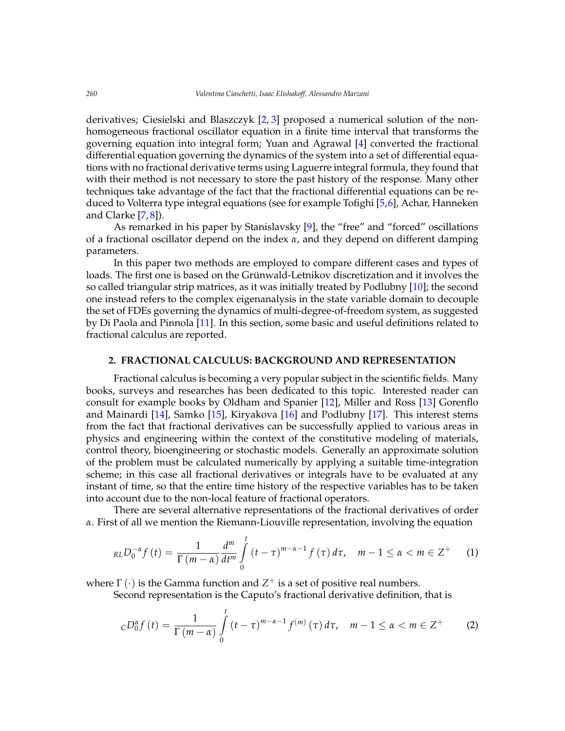derivatives; Ciesielski and Blaszczyk [2, 3] proposed a numerical solution of the non-homogeneous fractional oscillator equation in a finite time interval that transforms the governing equation into integral form; Yuan and Agrawal [4] converted the fractional differential equation governing the dynamics of the system into a set of differential equations with no fractional derivative terms using Laguerre integral formula, they found that with their method is not necessary to store the past history of the response. Many other techniques take advantage of the fact that the fractional differential equations can be reduced to Volterra type integral equations (see for example Tofighi [5,6], Achar, Hanneken and Clarke [7,8]).

As remarked in his paper by Stanislavsky [9], the "free" and "forced" oscillations of a fractional oscillator depend on the index $\alpha$, and they depend on different damping parameters.

In this paper two methods are employed to compare different cases and types of loads. The first one is based on the Grünwald-Letnikov discretization and it involves the so called triangular strip matrices, as it was initially treated by Podlubny [10]; the second one instead refers to the complex eigenanalysis in the state variable domain to decouple the set of FDEs governing the dynamics of multi-degree-of-freedom system, as suggested by Di Paola and Pinnola [11]. In this section, some basic and useful definitions related to fractional calculus are reported.

## 2. FRACTIONAL CALCULUS: BACKGROUND AND REPRESENTATION

Fractional calculus is becoming a very popular subject in the scientific fields. Many books, surveys and researches has been dedicated to this topic. Interested reader can consult for example books by Oldham and Spanier [12], Miller and Ross [13] Gorenflo and Mainardi [14], Samko [15], Kiryakova [16] and Podlubny [17]. This interest stems from the fact that fractional derivatives can be successfully applied to various areas in physics and engineering within the context of the constitutive modeling of materials, control theory, bioengineering or stochastic models. Generally an approximate solution of the problem must be calculated numerically by applying a suitable time-integration scheme; in this case all fractional derivatives or integrals have to be evaluated at any instant of time, so that the entire time history of the respective variables has to be taken into account due to the non-local feature of fractional operators.

There are several alternative representations of the fractional derivatives of order $\alpha$. First of all we mention the Riemann-Liouville representation, involving the equation

$$ {}_{RL}D_0^{-\alpha} f(t) = \frac{1}{\Gamma(m-\alpha)} \frac{d^m}{dt^m} \int_0^t (t-\tau)^{m-\alpha-1} f(\tau)\, d\tau, \quad m-1 \leq \alpha < m \in Z^+ \qquad (1) $$

where $\Gamma(\cdot)$ is the Gamma function and $Z^+$ is a set of positive real numbers.

Second representation is the Caputo's fractional derivative definition, that is

$$ {}_{C}D_0^{\alpha} f(t) = \frac{1}{\Gamma(m-\alpha)} \int_0^t (t-\tau)^{m-\alpha-1} f^{(m)}(\tau)\, d\tau, \quad m-1 \leq \alpha < m \in Z^+ \qquad (2) $$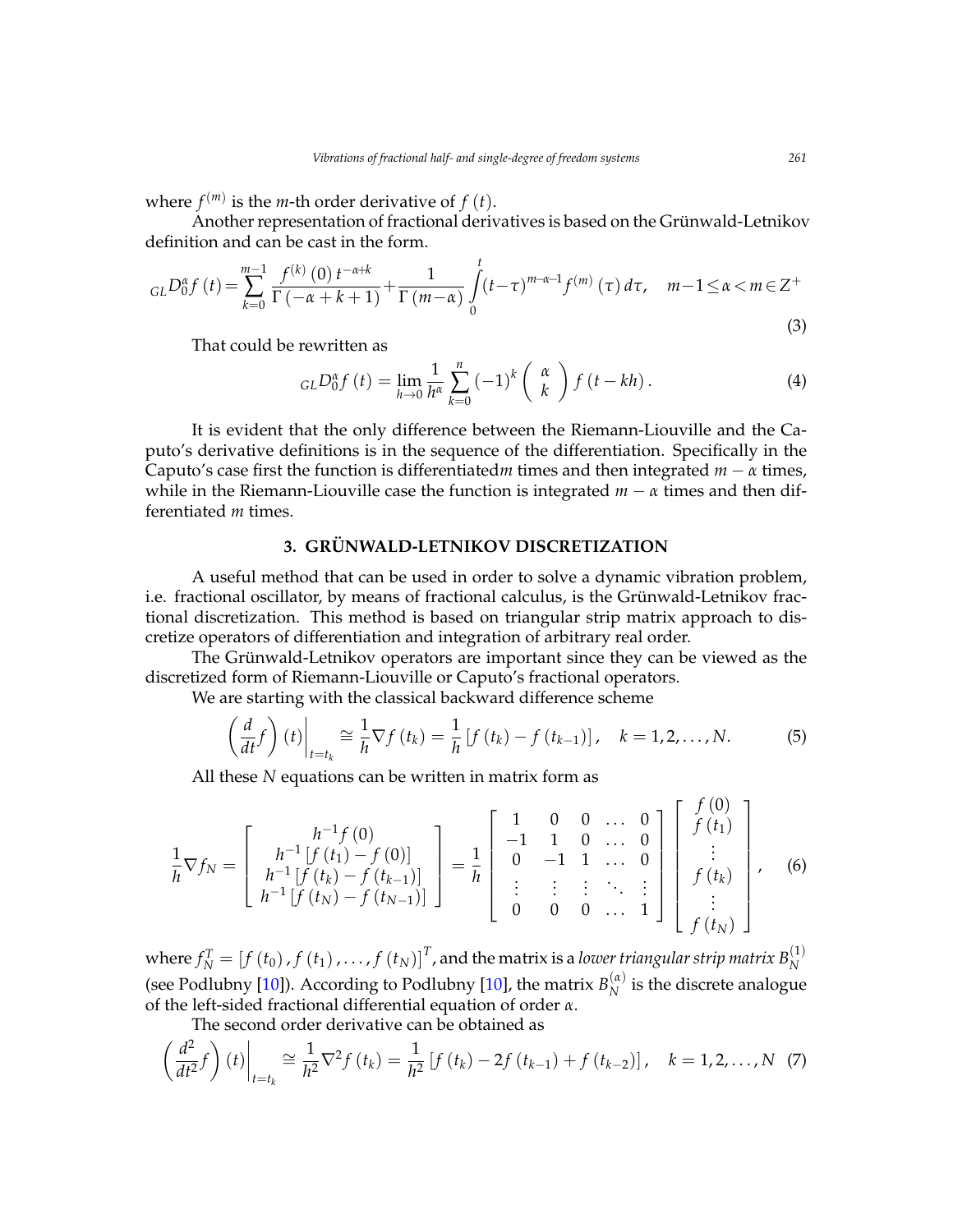where $f^{(m)}$ is the $m$-th order derivative of $f(t)$.

Another representation of fractional derivatives is based on the Grünwald-Letnikov definition and can be cast in the form.

$$
{}_{GL}D_0^{\alpha} f(t) = \sum_{k=0}^{m-1} \frac{f^{(k)}(0)\, t^{-\alpha+k}}{\Gamma(-\alpha+k+1)} + \frac{1}{\Gamma(m-\alpha)} \int_0^t (t-\tau)^{m-\alpha-1} f^{(m)}(\tau)\, d\tau, \quad m-1 \le \alpha < m \in Z^{+} \tag{3}
$$

That could be rewritten as

$$
{}_{GL}D_0^{\alpha} f(t) = \lim_{h \to 0} \frac{1}{h^{\alpha}} \sum_{k=0}^{n} (-1)^k \begin{pmatrix} \alpha \\ k \end{pmatrix} f(t-kh). \tag{4}
$$

It is evident that the only difference between the Riemann-Liouville and the Caputo's derivative definitions is in the sequence of the differentiation. Specifically in the Caputo's case first the function is differentiated$m$ times and then integrated $m-\alpha$ times, while in the Riemann-Liouville case the function is integrated $m-\alpha$ times and then differentiated $m$ times.

## 3. GRÜNWALD-LETNIKOV DISCRETIZATION

A useful method that can be used in order to solve a dynamic vibration problem, i.e. fractional oscillator, by means of fractional calculus, is the Grünwald-Letnikov fractional discretization. This method is based on triangular strip matrix approach to discretize operators of differentiation and integration of arbitrary real order.

The Grünwald-Letnikov operators are important since they can be viewed as the discretized form of Riemann-Liouville or Caputo's fractional operators.

We are starting with the classical backward difference scheme

$$
\left( \frac{d}{dt} f \right)(t) \bigg|_{t=t_k} \cong \frac{1}{h} \nabla f(t_k) = \frac{1}{h} \left[ f(t_k) - f(t_{k-1}) \right], \quad k = 1, 2, \ldots, N. \tag{5}
$$

All these $N$ equations can be written in matrix form as

$$
\frac{1}{h} \nabla f_N = \begin{bmatrix} h^{-1} f(0) \\ h^{-1}\left[ f(t_1) - f(0) \right] \\ h^{-1}\left[ f(t_k) - f(t_{k-1}) \right] \\ h^{-1}\left[ f(t_N) - f(t_{N-1}) \right] \end{bmatrix} = \frac{1}{h} \begin{bmatrix} 1 & 0 & 0 & \ldots & 0 \\ -1 & 1 & 0 & \ldots & 0 \\ 0 & -1 & 1 & \ldots & 0 \\ \vdots & \vdots & \vdots & \ddots & \vdots \\ 0 & 0 & 0 & \ldots & 1 \end{bmatrix} \begin{bmatrix} f(0) \\ f(t_1) \\ \vdots \\ f(t_k) \\ \vdots \\ f(t_N) \end{bmatrix}, \tag{6}
$$

where $f_N^T = \left[ f(t_0), f(t_1), \ldots, f(t_N) \right]^T$, and the matrix is a *lower triangular strip matrix* $B_N^{(1)}$ (see Podlubny [10]). According to Podlubny [10], the matrix $B_N^{(\alpha)}$ is the discrete analogue of the left-sided fractional differential equation of order $\alpha$.

The second order derivative can be obtained as

$$
\left( \frac{d^2}{dt^2} f \right)(t) \bigg|_{t=t_k} \cong \frac{1}{h^2} \nabla^2 f(t_k) = \frac{1}{h^2} \left[ f(t_k) - 2f(t_{k-1}) + f(t_{k-2}) \right], \quad k = 1, 2, \ldots, N \tag{7}
$$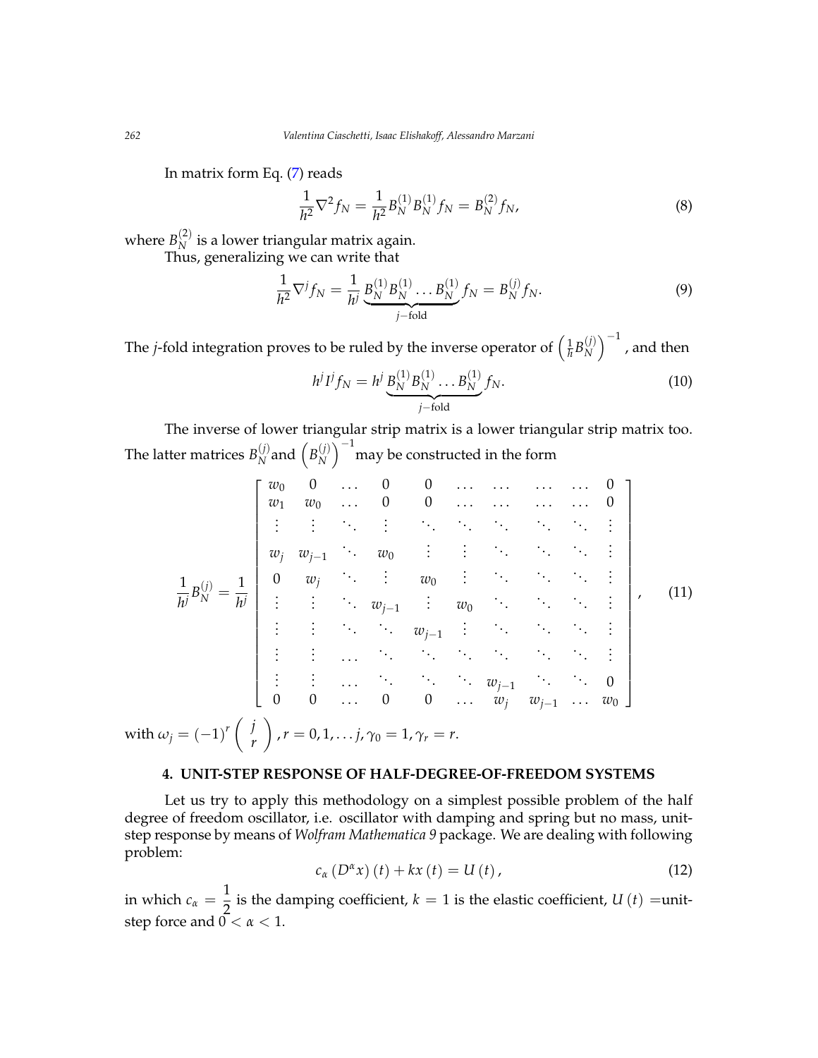In matrix form Eq. (7) reads

$$\frac{1}{h^2}\nabla^2 f_N = \frac{1}{h^2} B_N^{(1)} B_N^{(1)} f_N = B_N^{(2)} f_N, \tag{8}$$

where $B_N^{(2)}$ is a lower triangular matrix again.

Thus, generalizing we can write that

$$\frac{1}{h^2}\nabla^j f_N = \frac{1}{h^j} \underbrace{B_N^{(1)} B_N^{(1)} \dots B_N^{(1)}}_{j-\text{fold}} f_N = B_N^{(j)} f_N. \tag{9}$$

The $j$-fold integration proves to be ruled by the inverse operator of $\left(\frac{1}{h} B_N^{(j)}\right)^{-1}$, and then

$$h^j I^j f_N = h^j \underbrace{B_N^{(1)} B_N^{(1)} \dots B_N^{(1)}}_{j-\text{fold}} f_N. \tag{10}$$

The inverse of lower triangular strip matrix is a lower triangular strip matrix too. The latter matrices $B_N^{(j)}$ and $\left(B_N^{(j)}\right)^{-1}$ may be constructed in the form

$$\frac{1}{h^j} B_N^{(j)} = \frac{1}{h^j} \begin{bmatrix} w_0 & 0 & \dots & 0 & 0 & \dots & \dots & \dots & \dots & 0 \\ w_1 & w_0 & \dots & 0 & 0 & \dots & \dots & \dots & \dots & 0 \\ \vdots & \vdots & \ddots & \vdots & \ddots & \ddots & \ddots & \ddots & \ddots & \vdots \\ w_j & w_{j-1} & \ddots & w_0 & \vdots & \vdots & \ddots & \ddots & \ddots & \vdots \\ 0 & w_j & \ddots & \vdots & w_0 & \vdots & \ddots & \ddots & \ddots & \vdots \\ \vdots & \vdots & \ddots & w_{j-1} & \vdots & w_0 & \ddots & \ddots & \ddots & \vdots \\ \vdots & \vdots & \ddots & \ddots & w_{j-1} & \vdots & \ddots & \ddots & \ddots & \vdots \\ \vdots & \vdots & \dots & \ddots & \ddots & \ddots & \ddots & \ddots & \ddots & \vdots \\ \vdots & \vdots & \dots & \ddots & \ddots & \ddots & w_{j-1} & \ddots & \ddots & 0 \\ 0 & 0 & \dots & 0 & 0 & \dots & w_j & w_{j-1} & \dots & w_0 \end{bmatrix}, \tag{11}$$

with $\omega_j = (-1)^r \begin{pmatrix} j \\ r \end{pmatrix}$, $r = 0, 1, \dots j, \gamma_0 = 1, \gamma_r = r$.

## 4. UNIT-STEP RESPONSE OF HALF-DEGREE-OF-FREEDOM SYSTEMS

Let us try to apply this methodology on a simplest possible problem of the half degree of freedom oscillator, i.e. oscillator with damping and spring but no mass, unit-step response by means of *Wolfram Mathematica 9* package. We are dealing with following problem:

$$c_\alpha \left(D^\alpha x\right)(t) + kx(t) = U(t), \tag{12}$$

in which $c_\alpha = \dfrac{1}{2}$ is the damping coefficient, $k = 1$ is the elastic coefficient, $U(t)$ =unit-step force and $0 < \alpha < 1$.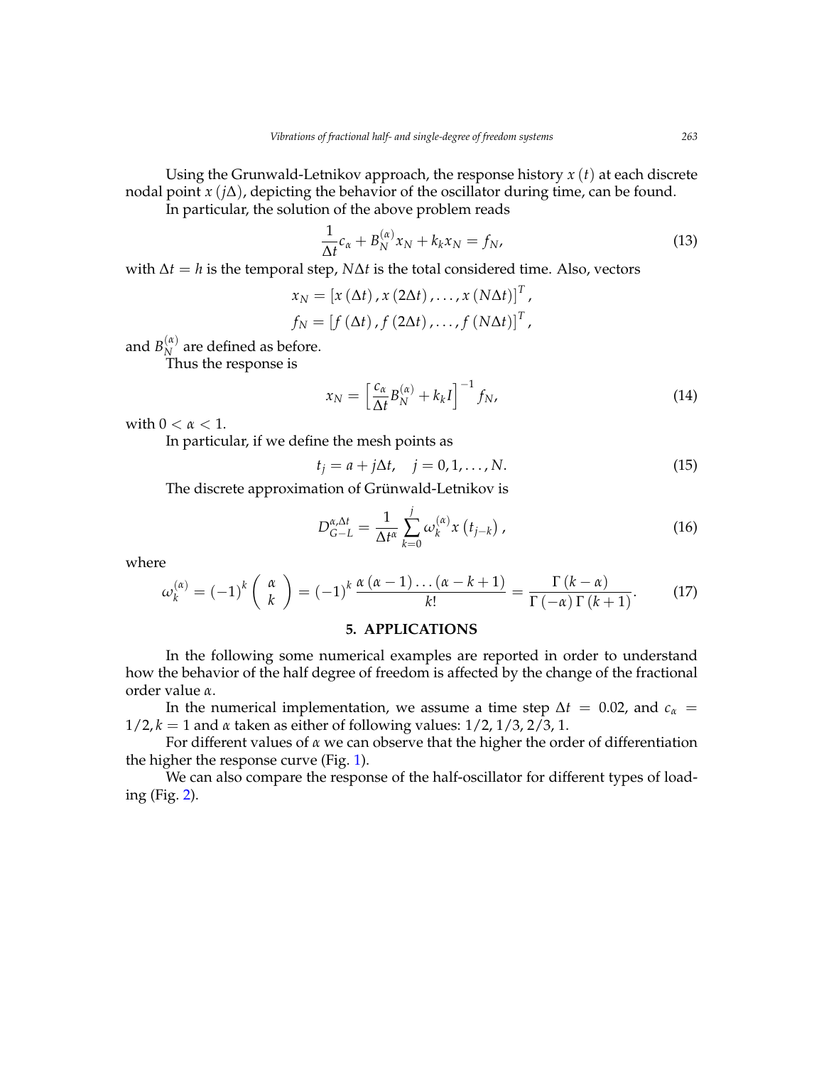Using the Grunwald-Letnikov approach, the response history $x(t)$ at each discrete nodal point $x(j\Delta)$, depicting the behavior of the oscillator during time, can be found.

In particular, the solution of the above problem reads

$$\frac{1}{\Delta t}c_\alpha + B_N^{(\alpha)} x_N + k_k x_N = f_N, \tag{13}$$

with $\Delta t = h$ is the temporal step, $N\Delta t$ is the total considered time. Also, vectors

$$x_N = \left[x(\Delta t), x(2\Delta t), \ldots, x(N\Delta t)\right]^T,$$
$$f_N = \left[f(\Delta t), f(2\Delta t), \ldots, f(N\Delta t)\right]^T,$$

and $B_N^{(\alpha)}$ are defined as before.

Thus the response is

$$x_N = \left[\frac{c_\alpha}{\Delta t} B_N^{(\alpha)} + k_k I\right]^{-1} f_N, \tag{14}$$

with $0 < \alpha < 1$.

In particular, if we define the mesh points as

$$t_j = a + j\Delta t, \quad j = 0, 1, \ldots, N. \tag{15}$$

The discrete approximation of Grünwald-Letnikov is

$$D_{G-L}^{\alpha,\Delta t} = \frac{1}{\Delta t^\alpha} \sum_{k=0}^{j} \omega_k^{(\alpha)} x\left(t_{j-k}\right), \tag{16}$$

where

$$\omega_k^{(\alpha)} = (-1)^k \begin{pmatrix} \alpha \\ k \end{pmatrix} = (-1)^k \frac{\alpha(\alpha-1)\ldots(\alpha-k+1)}{k!} = \frac{\Gamma(k-\alpha)}{\Gamma(-\alpha)\Gamma(k+1)}. \tag{17}$$

## 5. APPLICATIONS

In the following some numerical examples are reported in order to understand how the behavior of the half degree of freedom is affected by the change of the fractional order value $\alpha$.

In the numerical implementation, we assume a time step $\Delta t = 0.02$, and $c_\alpha = 1/2, k = 1$ and $\alpha$ taken as either of following values: $1/2, 1/3, 2/3, 1$.

For different values of $\alpha$ we can observe that the higher the order of differentiation the higher the response curve (Fig. 1).

We can also compare the response of the half-oscillator for different types of loading (Fig. 2).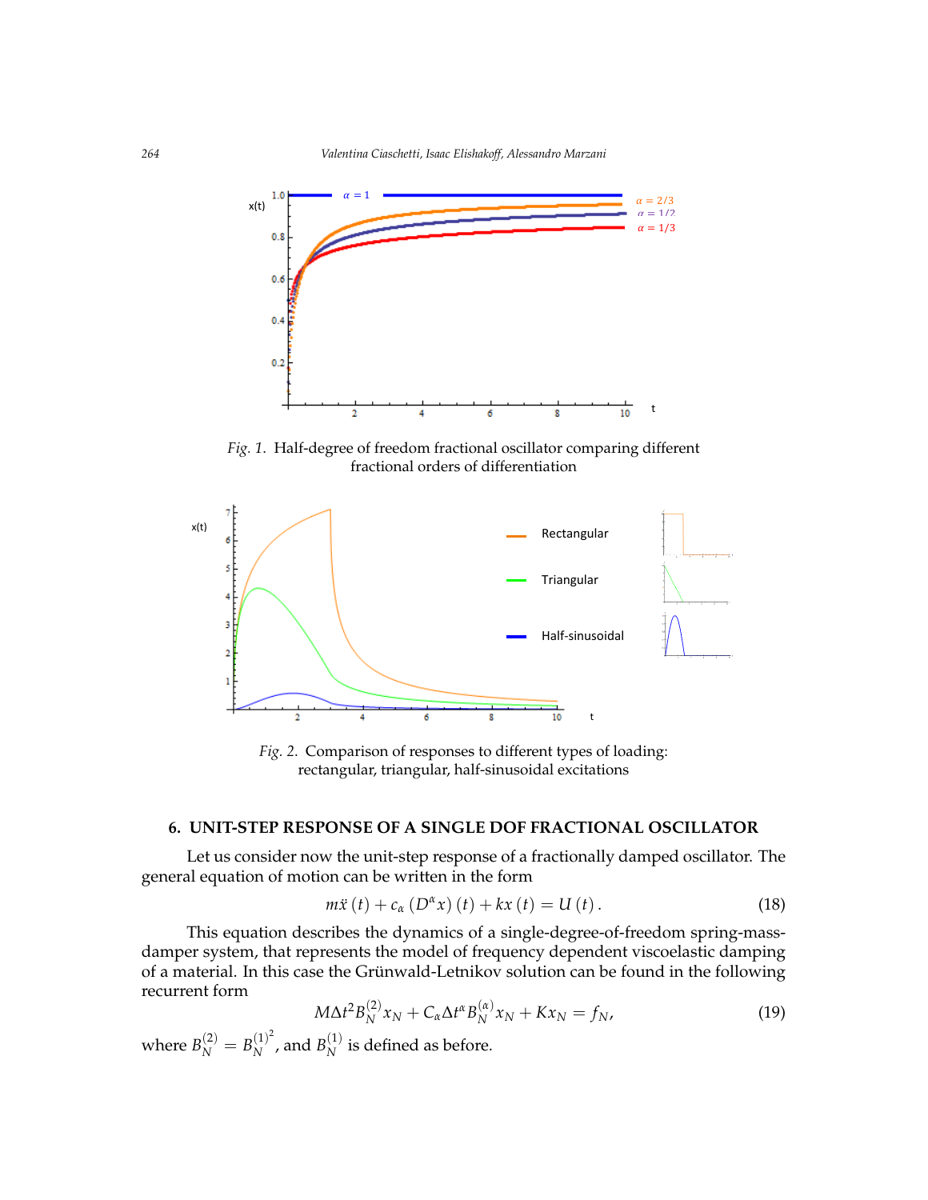*Fig. 1.* Half-degree of freedom fractional oscillator comparing different fractional orders of differentiation

*Fig. 2.* Comparison of responses to different types of loading: rectangular, triangular, half-sinusoidal excitations

## 6. UNIT-STEP RESPONSE OF A SINGLE DOF FRACTIONAL OSCILLATOR

Let us consider now the unit-step response of a fractionally damped oscillator. The general equation of motion can be written in the form

$$m\ddot{x}(t) + c_\alpha (D^\alpha x)(t) + kx(t) = U(t). \tag{18}$$

This equation describes the dynamics of a single-degree-of-freedom spring-mass-damper system, that represents the model of frequency dependent viscoelastic damping of a material. In this case the Grünwald-Letnikov solution can be found in the following recurrent form

$$M\Delta t^2 B_N^{(2)} x_N + C_\alpha \Delta t^\alpha B_N^{(\alpha)} x_N + Kx_N = f_N, \tag{19}$$

where $B_N^{(2)} = {B_N^{(1)}}^2$, and $B_N^{(1)}$ is defined as before.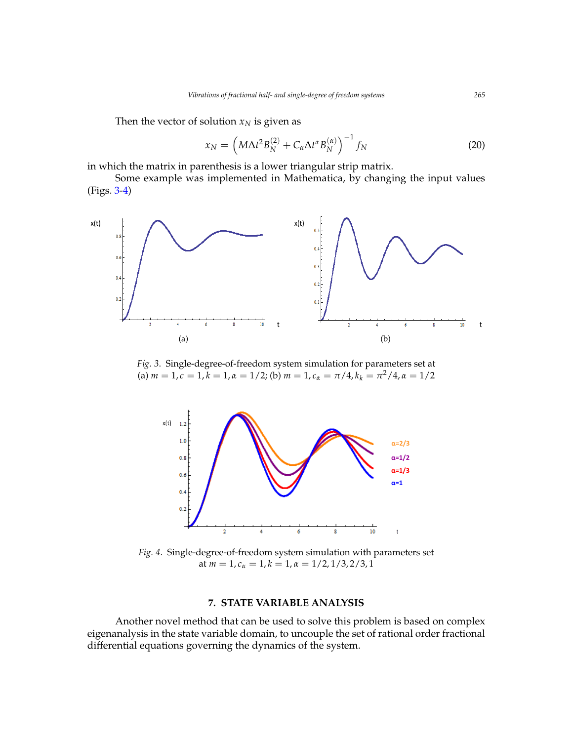Then the vector of solution $x_N$ is given as

$$x_N = \left( M \Delta t^2 B_N^{(2)} + C_\alpha \Delta t^\alpha B_N^{(\alpha)} \right)^{-1} f_N \tag{20}$$

in which the matrix in parenthesis is a lower triangular strip matrix.

Some example was implemented in Mathematica, by changing the input values (Figs. 3-4)

*Fig. 3.* Single-degree-of-freedom system simulation for parameters set at (a) $m = 1, c = 1, k = 1, \alpha = 1/2$; (b) $m = 1, c_\alpha = \pi/4, k_k = \pi^2/4, \alpha = 1/2$

*Fig. 4.* Single-degree-of-freedom system simulation with parameters set at $m = 1, c_\alpha = 1, k = 1, \alpha = 1/2, 1/3, 2/3, 1$

## 7. STATE VARIABLE ANALYSIS

Another novel method that can be used to solve this problem is based on complex eigenanalysis in the state variable domain, to uncouple the set of rational order fractional differential equations governing the dynamics of the system.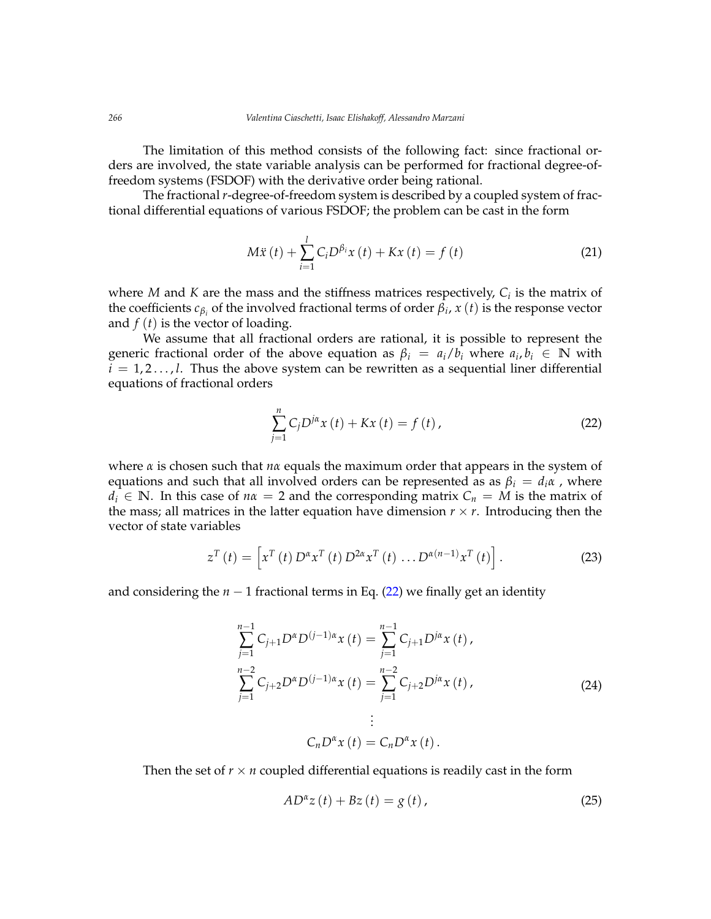The limitation of this method consists of the following fact: since fractional orders are involved, the state variable analysis can be performed for fractional degree-of-freedom systems (FSDOF) with the derivative order being rational.

The fractional $r$-degree-of-freedom system is described by a coupled system of fractional differential equations of various FSDOF; the problem can be cast in the form

$$M\ddot{x}(t) + \sum_{i=1}^{l} C_i D^{\beta_i} x(t) + Kx(t) = f(t) \tag{21}$$

where $M$ and $K$ are the mass and the stiffness matrices respectively, $C_i$ is the matrix of the coefficients $c_{\beta_i}$ of the involved fractional terms of order $\beta_i$, $x(t)$ is the response vector and $f(t)$ is the vector of loading.

We assume that all fractional orders are rational, it is possible to represent the generic fractional order of the above equation as $\beta_i = a_i/b_i$ where $a_i, b_i \in \mathbb{N}$ with $i = 1, 2 \ldots, l$. Thus the above system can be rewritten as a sequential liner differential equations of fractional orders

$$\sum_{j=1}^{n} C_j D^{j\alpha} x(t) + Kx(t) = f(t), \tag{22}$$

where $\alpha$ is chosen such that $n\alpha$ equals the maximum order that appears in the system of equations and such that all involved orders can be represented as as $\beta_i = d_i\alpha$ , where $d_i \in \mathbb{N}$. In this case of $n\alpha = 2$ and the corresponding matrix $C_n = M$ is the matrix of the mass; all matrices in the latter equation have dimension $r \times r$. Introducing then the vector of state variables

$$z^T(t) = \left[x^T(t)\, D^\alpha x^T(t)\, D^{2\alpha} x^T(t)\, \ldots D^{\alpha(n-1)} x^T(t)\right]. \tag{23}$$

and considering the $n-1$ fractional terms in Eq. (22) we finally get an identity

$$\begin{aligned}
\sum_{j=1}^{n-1} C_{j+1} D^\alpha D^{(j-1)\alpha} x(t) &= \sum_{j=1}^{n-1} C_{j+1} D^{j\alpha} x(t), \\
\sum_{j=1}^{n-2} C_{j+2} D^\alpha D^{(j-1)\alpha} x(t) &= \sum_{j=1}^{n-2} C_{j+2} D^{j\alpha} x(t), \\
&\vdots \\
C_n D^\alpha x(t) &= C_n D^\alpha x(t).
\end{aligned} \tag{24}$$

Then the set of $r \times n$ coupled differential equations is readily cast in the form

$$AD^\alpha z(t) + Bz(t) = g(t), \tag{25}$$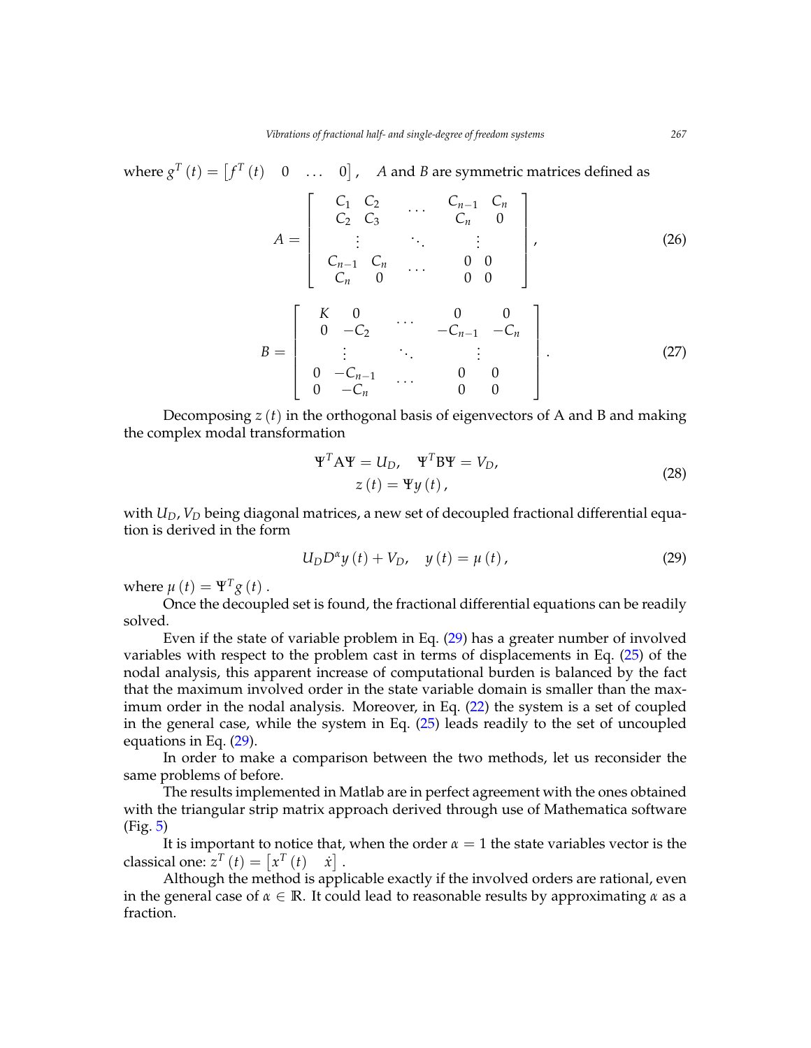where $g^T(t) = \begin{bmatrix} f^T(t) & 0 & \dots & 0 \end{bmatrix}$, $A$ and $B$ are symmetric matrices defined as

$$
A = \begin{bmatrix}
C_1 & C_2 & \dots & C_{n-1} & C_n \\
C_2 & C_3 & & C_n & 0 \\
\vdots & & \ddots & \vdots & \\
C_{n-1} & C_n & \dots & 0 & 0 \\
C_n & 0 & & 0 & 0
\end{bmatrix}, \tag{26}
$$

$$
B = \begin{bmatrix}
K & 0 & \dots & 0 & 0 \\
0 & -C_2 & & -C_{n-1} & -C_n \\
\vdots & & \ddots & \vdots & \\
0 & -C_{n-1} & \dots & 0 & 0 \\
0 & -C_n & & 0 & 0
\end{bmatrix}. \tag{27}
$$

Decomposing $z(t)$ in the orthogonal basis of eigenvectors of A and B and making the complex modal transformation

$$
\begin{gathered}
\Psi^T \mathrm{A} \Psi = U_D, \quad \Psi^T \mathrm{B} \Psi = V_D, \\
z(t) = \Psi y(t),
\end{gathered} \tag{28}
$$

with $U_D, V_D$ being diagonal matrices, a new set of decoupled fractional differential equation is derived in the form

$$
U_D D^\alpha y(t) + V_D, \quad y(t) = \mu(t), \tag{29}
$$

where $\mu(t) = \Psi^T g(t)$.

Once the decoupled set is found, the fractional differential equations can be readily solved.

Even if the state of variable problem in Eq. (29) has a greater number of involved variables with respect to the problem cast in terms of displacements in Eq. (25) of the nodal analysis, this apparent increase of computational burden is balanced by the fact that the maximum involved order in the state variable domain is smaller than the maximum order in the nodal analysis. Moreover, in Eq. (22) the system is a set of coupled in the general case, while the system in Eq. (25) leads readily to the set of uncoupled equations in Eq. (29).

In order to make a comparison between the two methods, let us reconsider the same problems of before.

The results implemented in Matlab are in perfect agreement with the ones obtained with the triangular strip matrix approach derived through use of Mathematica software (Fig. 5)

It is important to notice that, when the order $\alpha = 1$ the state variables vector is the classical one: $z^T(t) = \begin{bmatrix} x^T(t) & \dot{x} \end{bmatrix}$.

Although the method is applicable exactly if the involved orders are rational, even in the general case of $\alpha \in \mathbb{R}$. It could lead to reasonable results by approximating $\alpha$ as a fraction.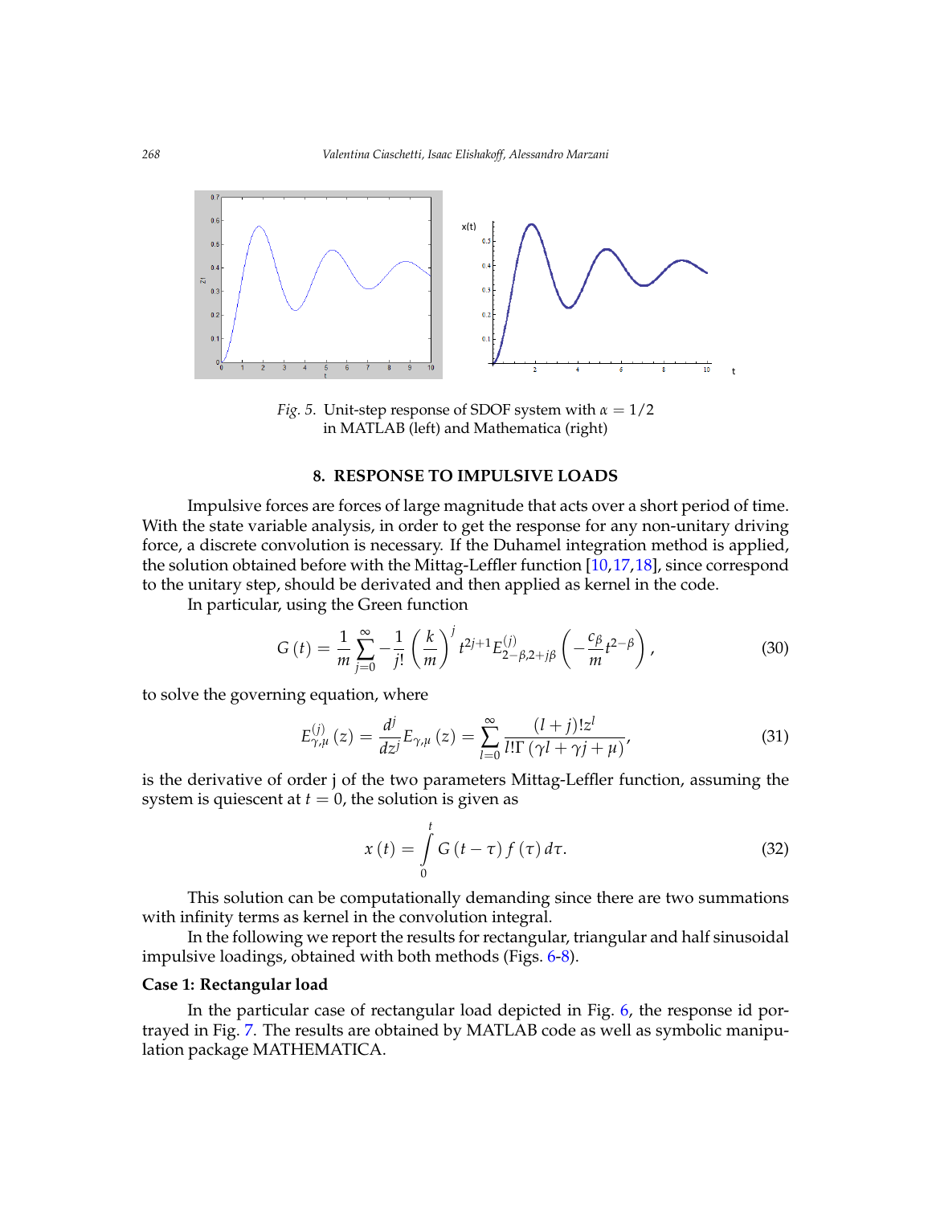*Fig. 5.* Unit-step response of SDOF system with $\alpha = 1/2$ in MATLAB (left) and Mathematica (right)

## 8. RESPONSE TO IMPULSIVE LOADS

Impulsive forces are forces of large magnitude that acts over a short period of time. With the state variable analysis, in order to get the response for any non-unitary driving force, a discrete convolution is necessary. If the Duhamel integration method is applied, the solution obtained before with the Mittag-Leffler function [10,17,18], since correspond to the unitary step, should be derivated and then applied as kernel in the code.

In particular, using the Green function

$$G(t) = \frac{1}{m}\sum_{j=0}^{\infty} -\frac{1}{j!}\left(\frac{k}{m}\right)^{j} t^{2j+1} E^{(j)}_{2-\beta,2+j\beta}\left(-\frac{c_\beta}{m}t^{2-\beta}\right), \tag{30}$$

to solve the governing equation, where

$$E^{(j)}_{\gamma,\mu}(z) = \frac{d^j}{dz^j}E_{\gamma,\mu}(z) = \sum_{l=0}^{\infty}\frac{(l+j)!z^l}{l!\Gamma(\gamma l + \gamma j + \mu)}, \tag{31}$$

is the derivative of order j of the two parameters Mittag-Leffler function, assuming the system is quiescent at $t = 0$, the solution is given as

$$x(t) = \int_0^t G(t-\tau) f(\tau) d\tau. \tag{32}$$

This solution can be computationally demanding since there are two summations with infinity terms as kernel in the convolution integral.

In the following we report the results for rectangular, triangular and half sinusoidal impulsive loadings, obtained with both methods (Figs. 6-8).

**Case 1: Rectangular load**

In the particular case of rectangular load depicted in Fig. 6, the response id portrayed in Fig. 7. The results are obtained by MATLAB code as well as symbolic manipulation package MATHEMATICA.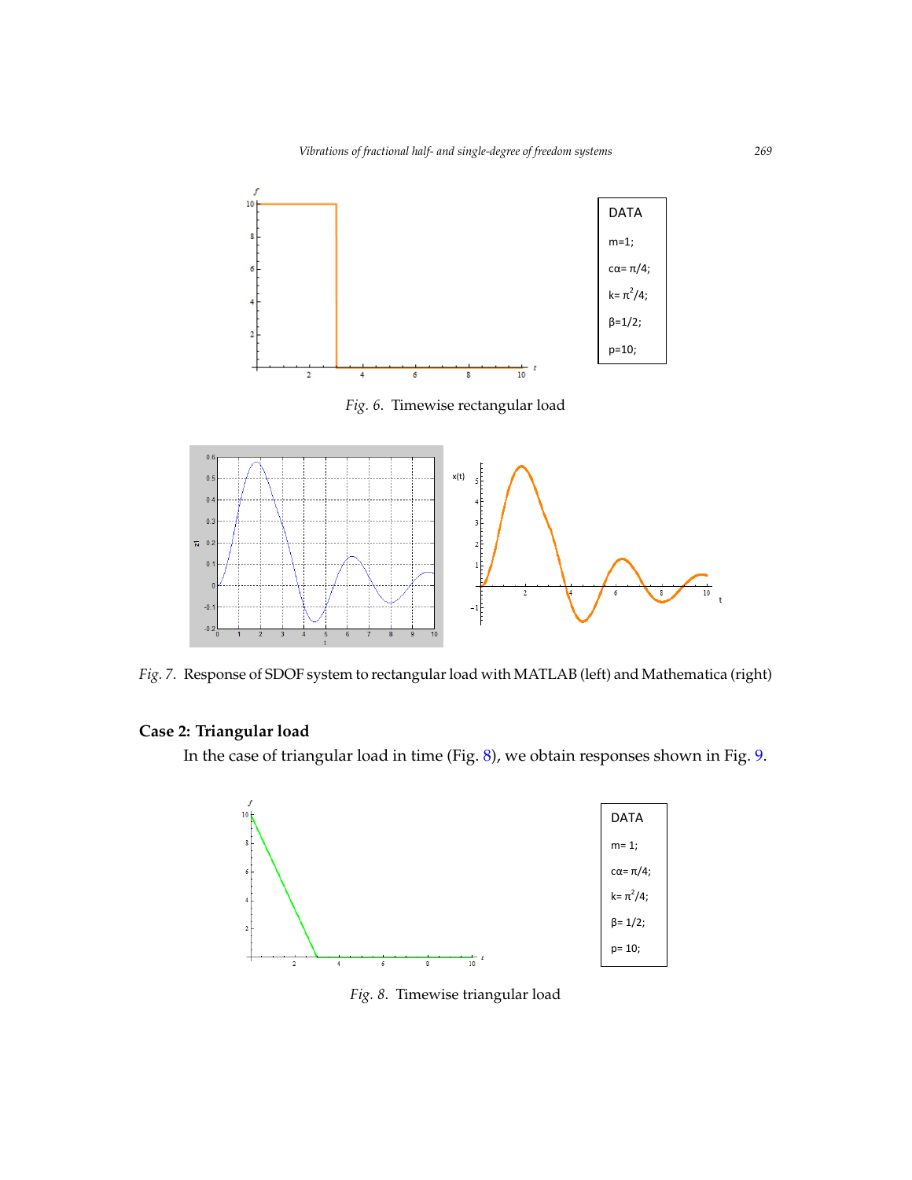| DATA |
| --- |
| m=1; |
| $c\alpha = \pi/4$; |
| $k = \pi^2/4$; |
| $\beta = 1/2$; |
| p=10; |

*Fig. 6.* Timewise rectangular load

*Fig. 7.* Response of SDOF system to rectangular load with MATLAB (left) and Mathematica (right)

**Case 2: Triangular load**

In the case of triangular load in time (Fig. 8), we obtain responses shown in Fig. 9.

| DATA |
| --- |
| m= 1; |
| $c\alpha = \pi/4$; |
| $k = \pi^2/4$; |
| $\beta = 1/2$; |
| p= 10; |

*Fig. 8.* Timewise triangular load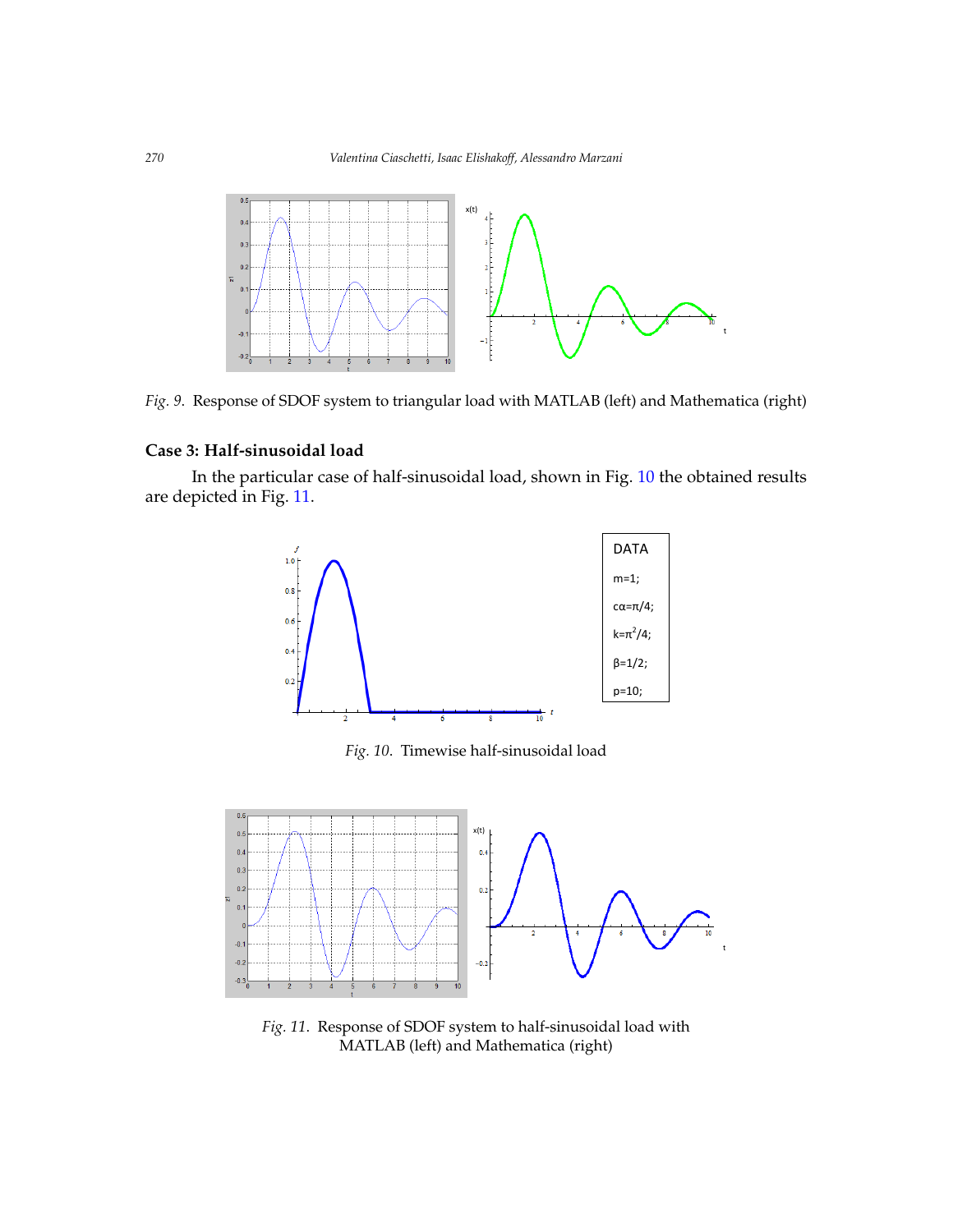Fig. 9. Response of SDOF system to triangular load with MATLAB (left) and Mathematica (right)

**Case 3: Half-sinusoidal load**

In the particular case of half-sinusoidal load, shown in Fig. 10 the obtained results are depicted in Fig. 11.

| DATA |
| --- |
| m=1; |
| cα=π/4; |
| $k=\pi^2/4$; |
| β=1/2; |
| p=10; |

Fig. 10. Timewise half-sinusoidal load

Fig. 11. Response of SDOF system to half-sinusoidal load with MATLAB (left) and Mathematica (right)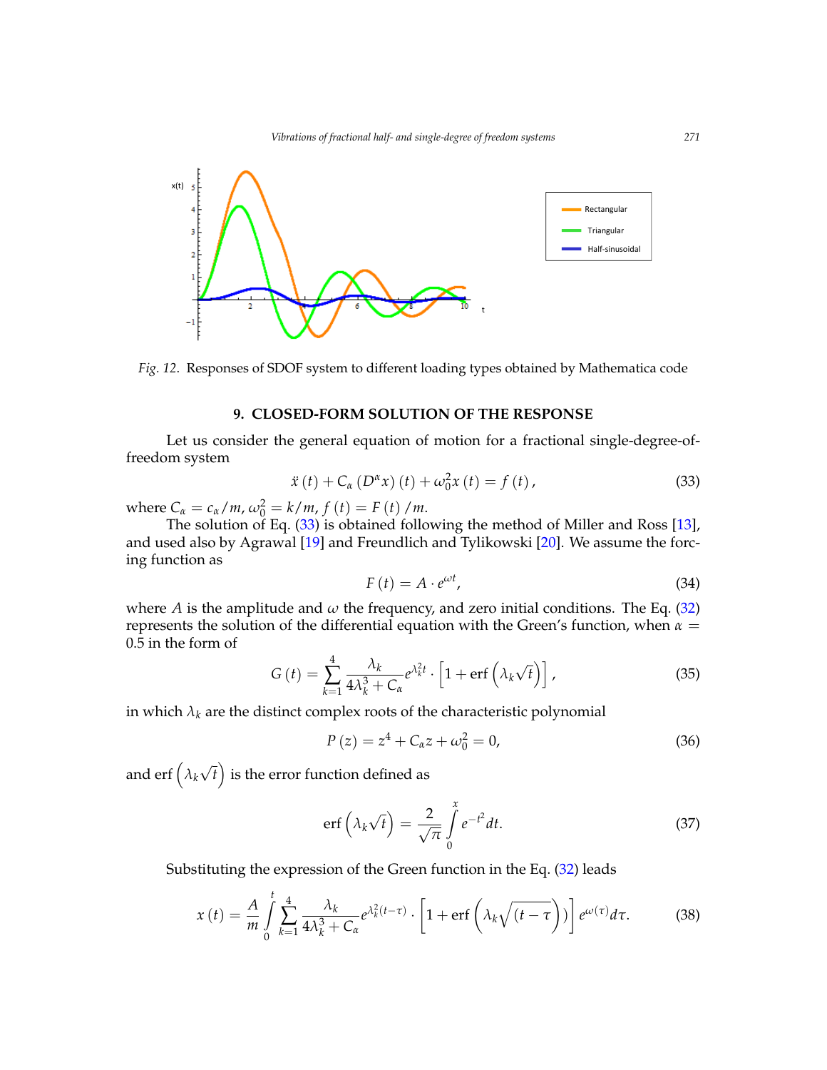Fig. 12. Responses of SDOF system to different loading types obtained by Mathematica code

## 9. CLOSED-FORM SOLUTION OF THE RESPONSE

Let us consider the general equation of motion for a fractional single-degree-of-freedom system

$$\ddot{x}(t) + C_\alpha (D^\alpha x)(t) + \omega_0^2 x(t) = f(t), \tag{33}$$

where $C_\alpha = c_\alpha/m$, $\omega_0^2 = k/m$, $f(t) = F(t)/m$.

The solution of Eq. (33) is obtained following the method of Miller and Ross [13], and used also by Agrawal [19] and Freundlich and Tylikowski [20]. We assume the forcing function as

$$F(t) = A \cdot e^{\omega t}, \tag{34}$$

where $A$ is the amplitude and $\omega$ the frequency, and zero initial conditions. The Eq. (32) represents the solution of the differential equation with the Green's function, when $\alpha = 0.5$ in the form of

$$G(t) = \sum_{k=1}^{4} \frac{\lambda_k}{4\lambda_k^3 + C_\alpha} e^{\lambda_k^2 t} \cdot \left[1 + \text{erf}\left(\lambda_k \sqrt{t}\right)\right], \tag{35}$$

in which $\lambda_k$ are the distinct complex roots of the characteristic polynomial

$$P(z) = z^4 + C_\alpha z + \omega_0^2 = 0, \tag{36}$$

and $\text{erf}\left(\lambda_k \sqrt{t}\right)$ is the error function defined as

$$\text{erf}\left(\lambda_k \sqrt{t}\right) = \frac{2}{\sqrt{\pi}} \int_0^x e^{-t^2} dt. \tag{37}$$

Substituting the expression of the Green function in the Eq. (32) leads

$$x(t) = \frac{A}{m} \int_0^t \sum_{k=1}^{4} \frac{\lambda_k}{4\lambda_k^3 + C_\alpha} e^{\lambda_k^2 (t-\tau)} \cdot \left[1 + \text{erf}\left(\lambda_k \sqrt{(t-\tau)}\right)\right] e^{\omega(\tau)} d\tau. \tag{38}$$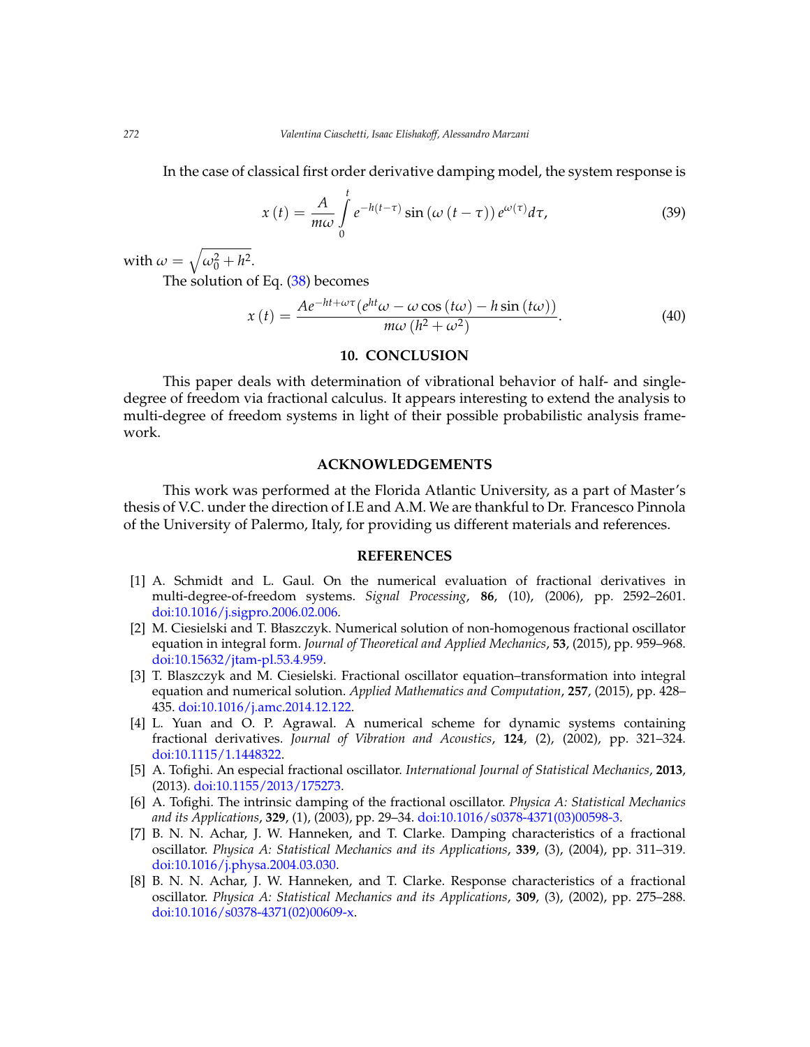In the case of classical first order derivative damping model, the system response is

$$x(t) = \frac{A}{m\omega} \int_0^t e^{-h(t-\tau)} \sin(\omega(t-\tau)) e^{\omega(\tau)} d\tau, \tag{39}$$

with $\omega = \sqrt{\omega_0^2 + h^2}$.

The solution of Eq. (38) becomes

$$x(t) = \frac{Ae^{-ht+\omega\tau}(e^{ht}\omega - \omega\cos(t\omega) - h\sin(t\omega))}{m\omega(h^2+\omega^2)}. \tag{40}$$

## 10. CONCLUSION

This paper deals with determination of vibrational behavior of half- and single-degree of freedom via fractional calculus. It appears interesting to extend the analysis to multi-degree of freedom systems in light of their possible probabilistic analysis framework.

## ACKNOWLEDGEMENTS

This work was performed at the Florida Atlantic University, as a part of Master's thesis of V.C. under the direction of I.E and A.M. We are thankful to Dr. Francesco Pinnola of the University of Palermo, Italy, for providing us different materials and references.

## REFERENCES

[1] A. Schmidt and L. Gaul. On the numerical evaluation of fractional derivatives in multi-degree-of-freedom systems. *Signal Processing*, **86**, (10), (2006), pp. 2592–2601. doi:10.1016/j.sigpro.2006.02.006.

[2] M. Ciesielski and T. Błaszczyk. Numerical solution of non-homogenous fractional oscillator equation in integral form. *Journal of Theoretical and Applied Mechanics*, **53**, (2015), pp. 959–968. doi:10.15632/jtam-pl.53.4.959.

[3] T. Blaszczyk and M. Ciesielski. Fractional oscillator equation–transformation into integral equation and numerical solution. *Applied Mathematics and Computation*, **257**, (2015), pp. 428–435. doi:10.1016/j.amc.2014.12.122.

[4] L. Yuan and O. P. Agrawal. A numerical scheme for dynamic systems containing fractional derivatives. *Journal of Vibration and Acoustics*, **124**, (2), (2002), pp. 321–324. doi:10.1115/1.1448322.

[5] A. Tofighi. An especial fractional oscillator. *International Journal of Statistical Mechanics*, **2013**, (2013). doi:10.1155/2013/175273.

[6] A. Tofighi. The intrinsic damping of the fractional oscillator. *Physica A: Statistical Mechanics and its Applications*, **329**, (1), (2003), pp. 29–34. doi:10.1016/s0378-4371(03)00598-3.

[7] B. N. N. Achar, J. W. Hanneken, and T. Clarke. Damping characteristics of a fractional oscillator. *Physica A: Statistical Mechanics and its Applications*, **339**, (3), (2004), pp. 311–319. doi:10.1016/j.physa.2004.03.030.

[8] B. N. N. Achar, J. W. Hanneken, and T. Clarke. Response characteristics of a fractional oscillator. *Physica A: Statistical Mechanics and its Applications*, **309**, (3), (2002), pp. 275–288. doi:10.1016/s0378-4371(02)00609-x.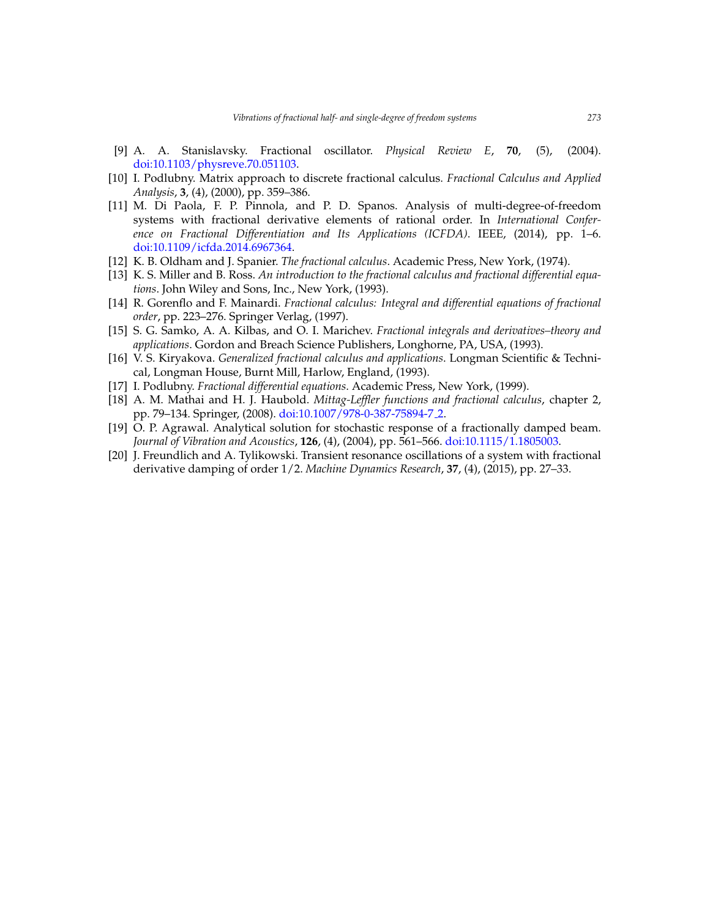[9] A. A. Stanislavsky. Fractional oscillator. *Physical Review E*, **70**, (5), (2004). doi:10.1103/physreve.70.051103.

[10] I. Podlubny. Matrix approach to discrete fractional calculus. *Fractional Calculus and Applied Analysis*, **3**, (4), (2000), pp. 359–386.

[11] M. Di Paola, F. P. Pinnola, and P. D. Spanos. Analysis of multi-degree-of-freedom systems with fractional derivative elements of rational order. In *International Conference on Fractional Differentiation and Its Applications (ICFDA)*. IEEE, (2014), pp. 1–6. doi:10.1109/icfda.2014.6967364.

[12] K. B. Oldham and J. Spanier. *The fractional calculus*. Academic Press, New York, (1974).

[13] K. S. Miller and B. Ross. *An introduction to the fractional calculus and fractional differential equations*. John Wiley and Sons, Inc., New York, (1993).

[14] R. Gorenflo and F. Mainardi. *Fractional calculus: Integral and differential equations of fractional order*, pp. 223–276. Springer Verlag, (1997).

[15] S. G. Samko, A. A. Kilbas, and O. I. Marichev. *Fractional integrals and derivatives–theory and applications*. Gordon and Breach Science Publishers, Longhorne, PA, USA, (1993).

[16] V. S. Kiryakova. *Generalized fractional calculus and applications*. Longman Scientific & Technical, Longman House, Burnt Mill, Harlow, England, (1993).

[17] I. Podlubny. *Fractional differential equations*. Academic Press, New York, (1999).

[18] A. M. Mathai and H. J. Haubold. *Mittag-Leffler functions and fractional calculus*, chapter 2, pp. 79–134. Springer, (2008). doi:10.1007/978-0-387-75894-7_2.

[19] O. P. Agrawal. Analytical solution for stochastic response of a fractionally damped beam. *Journal of Vibration and Acoustics*, **126**, (4), (2004), pp. 561–566. doi:10.1115/1.1805003.

[20] J. Freundlich and A. Tylikowski. Transient resonance oscillations of a system with fractional derivative damping of order 1/2. *Machine Dynamics Research*, **37**, (4), (2015), pp. 27–33.